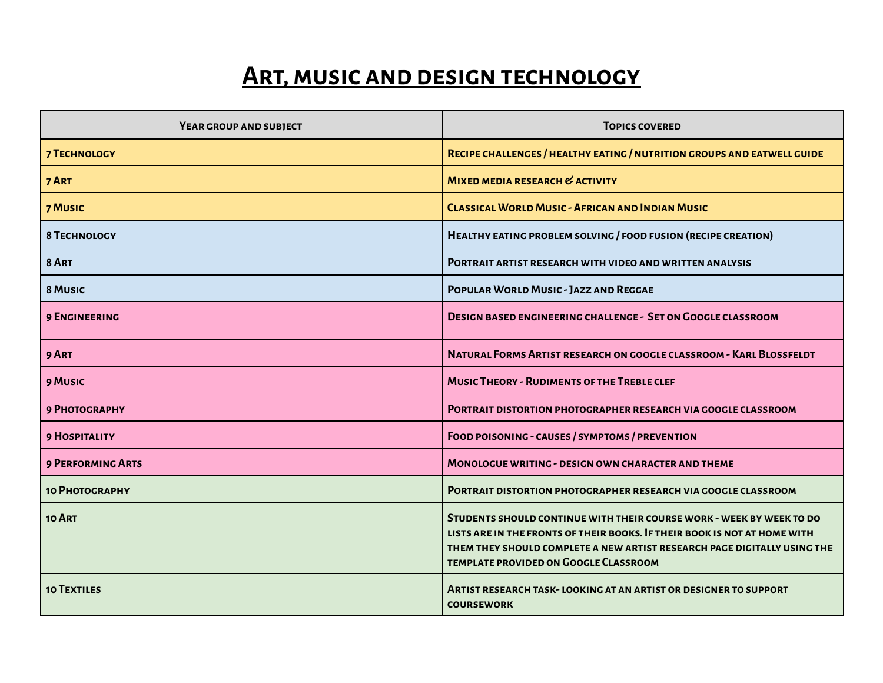# Art, music and design technology

| Year group and subject | Topics covered |
| --- | --- |
| 7 Technology | Recipe challenges / healthy eating / nutrition groups and eatwell guide |
| 7 Art | Mixed media research & activity |
| 7 Music | Classical World Music - African and Indian Music |
| 8 Technology | Healthy eating problem solving / food fusion (recipe creation) |
| 8 Art | Portrait artist research with video and written analysis |
| 8 Music | Popular World Music - Jazz and Reggae |
| 9 Engineering | Design based engineering challenge - Set on Google classroom |
| 9 Art | Natural Forms Artist research on google classroom - Karl Blossfeldt |
| 9 Music | Music Theory - Rudiments of the Treble clef |
| 9 Photography | Portrait distortion photographer research via google classroom |
| 9 Hospitality | Food poisoning - causes / symptoms / prevention |
| 9 Performing Arts | Monologue writing - design own character and theme |
| 10 Photography | Portrait distortion photographer research via google classroom |
| 10 Art | Students should continue with their course work - week by week to do lists are in the fronts of their books. If their book is not at home with them they should complete a new artist research page digitally using the template provided on Google Classroom |
| 10 Textiles | Artist research task- looking at an artist or designer to support coursework |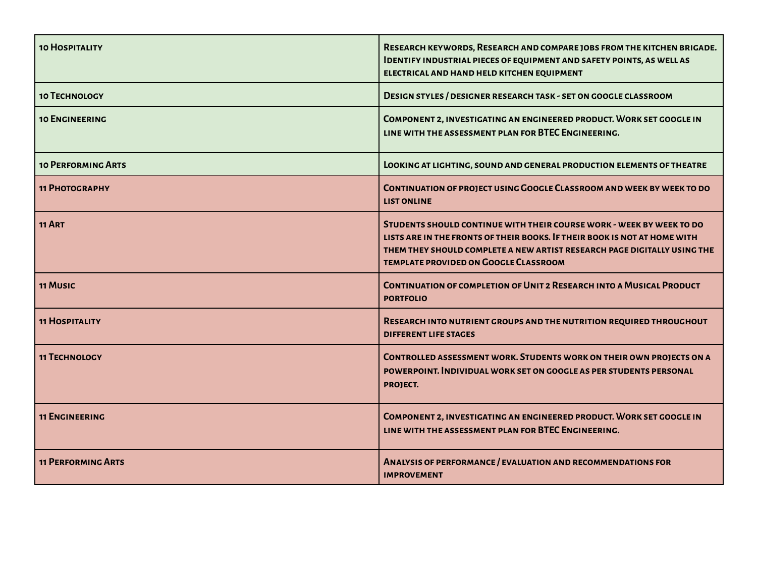| | |
|---|---|
| 10 Hospitality | Research keywords, Research and compare jobs from the kitchen brigade. Identify industrial pieces of equipment and safety points, as well as electrical and hand held kitchen equipment |
| 10 Technology | Design styles / designer research task - set on google classroom |
| 10 Engineering | Component 2, investigating an engineered product. Work set google in line with the assessment plan for BTEC Engineering. |
| 10 Performing Arts | Looking at lighting, sound and general production elements of theatre |
| 11 Photography | Continuation of project using Google Classroom and week by week to do list online |
| 11 Art | Students should continue with their course work - week by week to do lists are in the fronts of their books. If their book is not at home with them they should complete a new artist research page digitally using the template provided on Google Classroom |
| 11 Music | Continuation of completion of Unit 2 Research into a Musical Product portfolio |
| 11 Hospitality | Research into nutrient groups and the nutrition required throughout different life stages |
| 11 Technology | Controlled assessment work. Students work on their own projects on a powerpoint. Individual work set on google as per students personal project. |
| 11 Engineering | Component 2, investigating an engineered product. Work set google in line with the assessment plan for BTEC Engineering. |
| 11 Performing Arts | Analysis of performance / evaluation and recommendations for improvement |